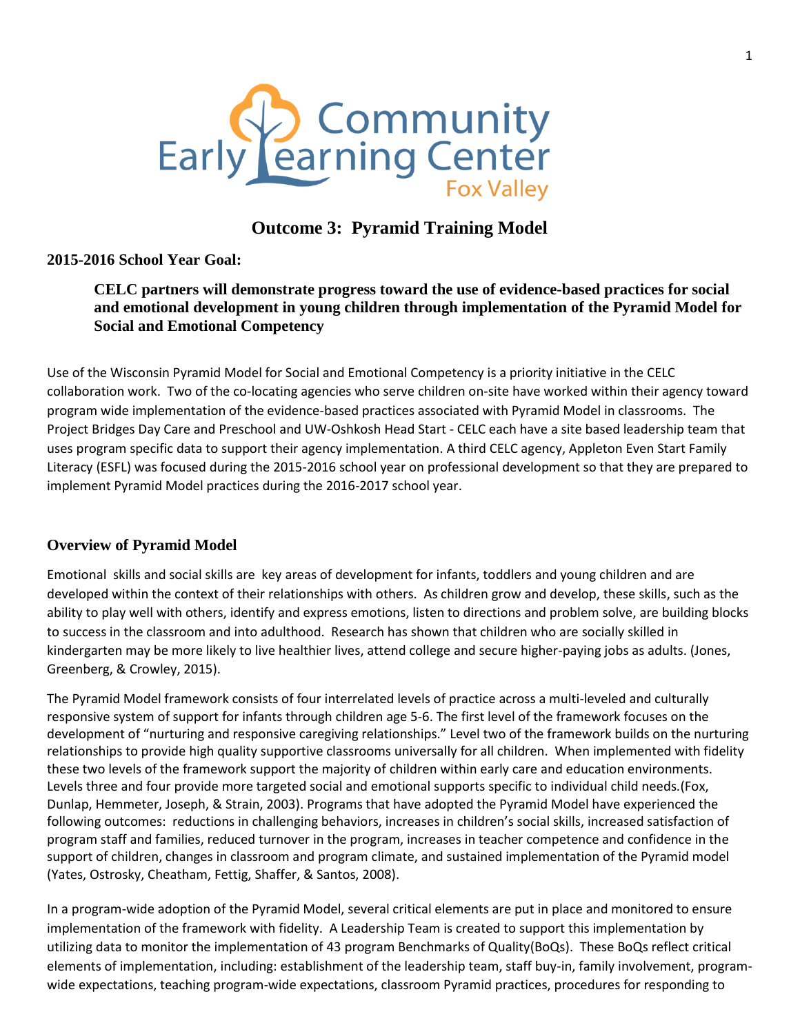# Outcome 3: Pyramid Training Model

### 2015-2016 School Year Goal:

**CELC partners will demonstrate progress toward the use of evidence-based practices for social and emotional development in young children through implementation of the Pyramid Model for Social and Emotional Competency**

Use of the Wisconsin Pyramid Model for Social and Emotional Competency is a priority initiative in the CELC collaboration work. Two of the co-locating agencies who serve children on-site have worked within their agency toward program wide implementation of the evidence-based practices associated with Pyramid Model in classrooms. The Project Bridges Day Care and Preschool and UW-Oshkosh Head Start - CELC each have a site based leadership team that uses program specific data to support their agency implementation. A third CELC agency, Appleton Even Start Family Literacy (ESFL) was focused during the 2015-2016 school year on professional development so that they are prepared to implement Pyramid Model practices during the 2016-2017 school year.

## Overview of Pyramid Model

Emotional skills and social skills are key areas of development for infants, toddlers and young children and are developed within the context of their relationships with others. As children grow and develop, these skills, such as the ability to play well with others, identify and express emotions, listen to directions and problem solve, are building blocks to success in the classroom and into adulthood. Research has shown that children who are socially skilled in kindergarten may be more likely to live healthier lives, attend college and secure higher-paying jobs as adults. (Jones, Greenberg, & Crowley, 2015).

The Pyramid Model framework consists of four interrelated levels of practice across a multi-leveled and culturally responsive system of support for infants through children age 5-6. The first level of the framework focuses on the development of "nurturing and responsive caregiving relationships." Level two of the framework builds on the nurturing relationships to provide high quality supportive classrooms universally for all children. When implemented with fidelity these two levels of the framework support the majority of children within early care and education environments. Levels three and four provide more targeted social and emotional supports specific to individual child needs.(Fox, Dunlap, Hemmeter, Joseph, & Strain, 2003). Programs that have adopted the Pyramid Model have experienced the following outcomes: reductions in challenging behaviors, increases in children's social skills, increased satisfaction of program staff and families, reduced turnover in the program, increases in teacher competence and confidence in the support of children, changes in classroom and program climate, and sustained implementation of the Pyramid model (Yates, Ostrosky, Cheatham, Fettig, Shaffer, & Santos, 2008).

In a program-wide adoption of the Pyramid Model, several critical elements are put in place and monitored to ensure implementation of the framework with fidelity. A Leadership Team is created to support this implementation by utilizing data to monitor the implementation of 43 program Benchmarks of Quality(BoQs). These BoQs reflect critical elements of implementation, including: establishment of the leadership team, staff buy-in, family involvement, program-wide expectations, teaching program-wide expectations, classroom Pyramid practices, procedures for responding to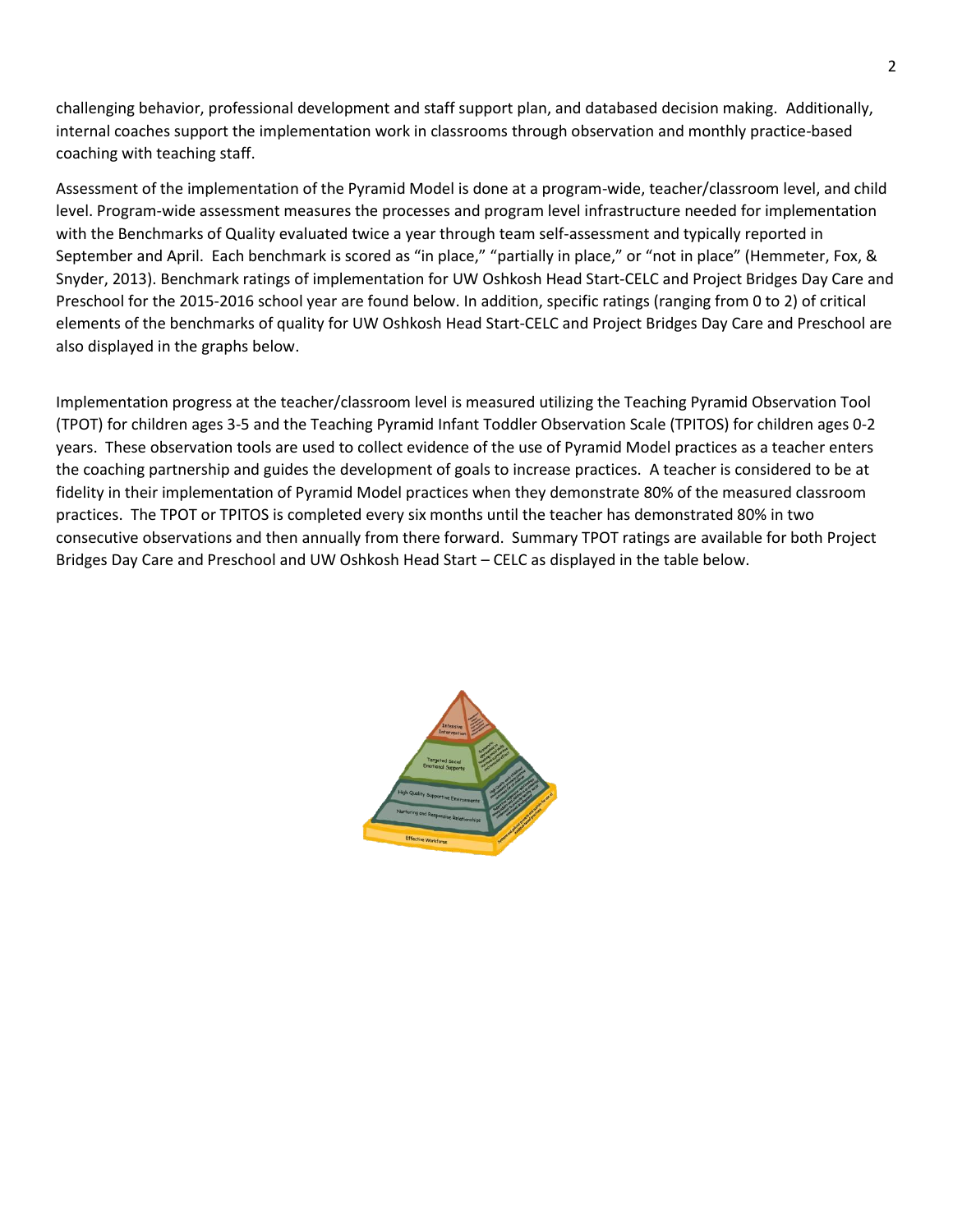challenging behavior, professional development and staff support plan, and databased decision making. Additionally, internal coaches support the implementation work in classrooms through observation and monthly practice-based coaching with teaching staff.

Assessment of the implementation of the Pyramid Model is done at a program-wide, teacher/classroom level, and child level. Program-wide assessment measures the processes and program level infrastructure needed for implementation with the Benchmarks of Quality evaluated twice a year through team self-assessment and typically reported in September and April. Each benchmark is scored as "in place," "partially in place," or "not in place" (Hemmeter, Fox, & Snyder, 2013). Benchmark ratings of implementation for UW Oshkosh Head Start-CELC and Project Bridges Day Care and Preschool for the 2015-2016 school year are found below. In addition, specific ratings (ranging from 0 to 2) of critical elements of the benchmarks of quality for UW Oshkosh Head Start-CELC and Project Bridges Day Care and Preschool are also displayed in the graphs below.

Implementation progress at the teacher/classroom level is measured utilizing the Teaching Pyramid Observation Tool (TPOT) for children ages 3-5 and the Teaching Pyramid Infant Toddler Observation Scale (TPITOS) for children ages 0-2 years. These observation tools are used to collect evidence of the use of Pyramid Model practices as a teacher enters the coaching partnership and guides the development of goals to increase practices. A teacher is considered to be at fidelity in their implementation of Pyramid Model practices when they demonstrate 80% of the measured classroom practices. The TPOT or TPITOS is completed every six months until the teacher has demonstrated 80% in two consecutive observations and then annually from there forward. Summary TPOT ratings are available for both Project Bridges Day Care and Preschool and UW Oshkosh Head Start – CELC as displayed in the table below.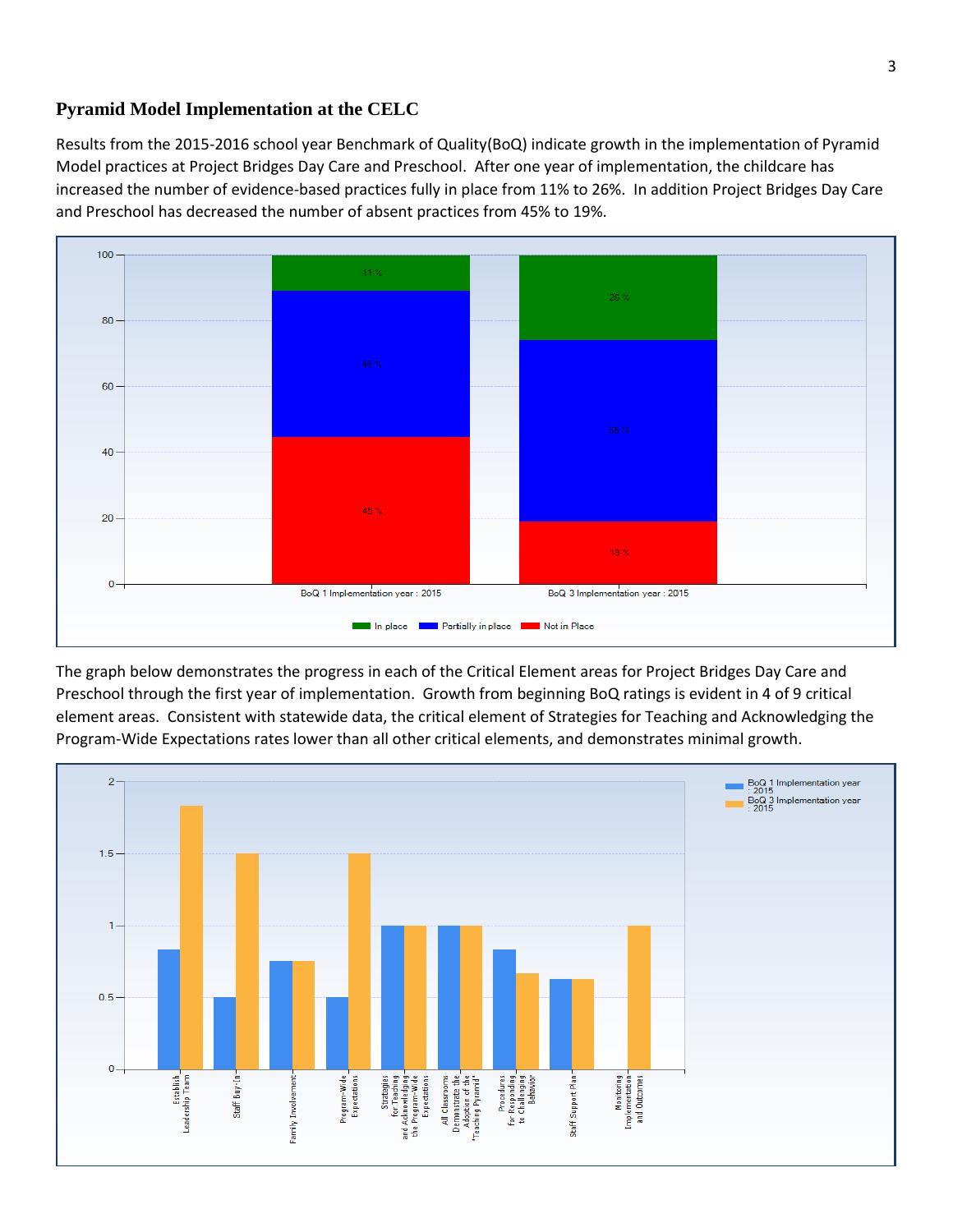## Pyramid Model Implementation at the CELC

Results from the 2015-2016 school year Benchmark of Quality(BoQ) indicate growth in the implementation of Pyramid Model practices at Project Bridges Day Care and Preschool. After one year of implementation, the childcare has increased the number of evidence-based practices fully in place from 11% to 26%. In addition Project Bridges Day Care and Preschool has decreased the number of absent practices from 45% to 19%.

The graph below demonstrates the progress in each of the Critical Element areas for Project Bridges Day Care and Preschool through the first year of implementation. Growth from beginning BoQ ratings is evident in 4 of 9 critical element areas. Consistent with statewide data, the critical element of Strategies for Teaching and Acknowledging the Program-Wide Expectations rates lower than all other critical elements, and demonstrates minimal growth.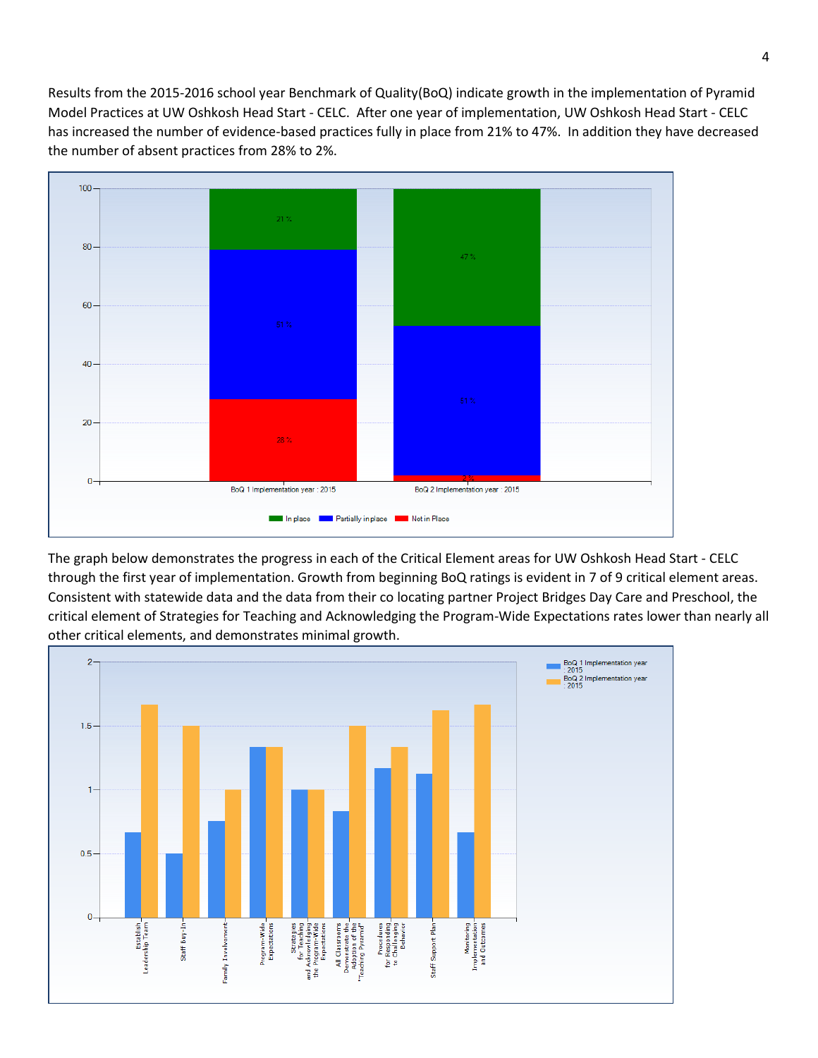Results from the 2015-2016 school year Benchmark of Quality(BoQ) indicate growth in the implementation of Pyramid Model Practices at UW Oshkosh Head Start - CELC. After one year of implementation, UW Oshkosh Head Start - CELC has increased the number of evidence-based practices fully in place from 21% to 47%. In addition they have decreased the number of absent practices from 28% to 2%.

The graph below demonstrates the progress in each of the Critical Element areas for UW Oshkosh Head Start - CELC through the first year of implementation. Growth from beginning BoQ ratings is evident in 7 of 9 critical element areas. Consistent with statewide data and the data from their co locating partner Project Bridges Day Care and Preschool, the critical element of Strategies for Teaching and Acknowledging the Program-Wide Expectations rates lower than nearly all other critical elements, and demonstrates minimal growth.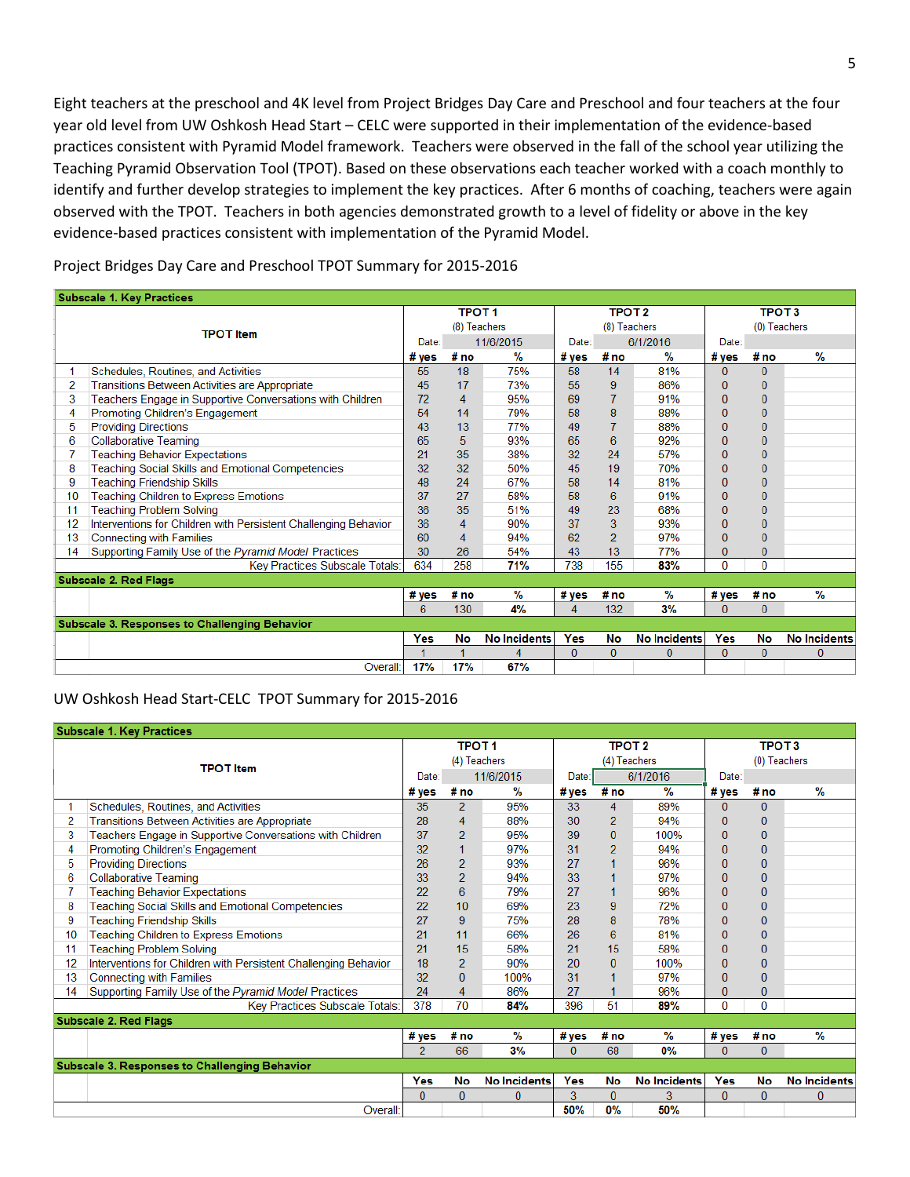Eight teachers at the preschool and 4K level from Project Bridges Day Care and Preschool and four teachers at the four year old level from UW Oshkosh Head Start – CELC were supported in their implementation of the evidence-based practices consistent with Pyramid Model framework. Teachers were observed in the fall of the school year utilizing the Teaching Pyramid Observation Tool (TPOT). Based on these observations each teacher worked with a coach monthly to identify and further develop strategies to implement the key practices. After 6 months of coaching, teachers were again observed with the TPOT. Teachers in both agencies demonstrated growth to a level of fidelity or above in the key evidence-based practices consistent with implementation of the Pyramid Model.

Project Bridges Day Care and Preschool TPOT Summary for 2015-2016

| | **Subscale 1. Key Practices** | | | | | | | | | |
|---|---|---|---|---|---|---|---|---|---|---|
| | **TPOT Item** | **TPOT 1** (8) Teachers | | | **TPOT 2** (8) Teachers | | | **TPOT 3** (0) Teachers | | |
| | | Date: | 11/6/2015 | | Date: | 6/1/2016 | | Date: | | |
| | | **# yes** | **# no** | **%** | **# yes** | **# no** | **%** | **# yes** | **# no** | **%** |
| 1 | Schedules, Routines, and Activities | 55 | 18 | 75% | 58 | 14 | 81% | 0 | 0 | |
| 2 | Transitions Between Activities are Appropriate | 45 | 17 | 73% | 55 | 9 | 86% | 0 | 0 | |
| 3 | Teachers Engage in Supportive Conversations with Children | 72 | 4 | 95% | 69 | 7 | 91% | 0 | 0 | |
| 4 | Promoting Children's Engagement | 54 | 14 | 79% | 58 | 8 | 88% | 0 | 0 | |
| 5 | Providing Directions | 43 | 13 | 77% | 49 | 7 | 88% | 0 | 0 | |
| 6 | Collaborative Teaming | 65 | 5 | 93% | 65 | 6 | 92% | 0 | 0 | |
| 7 | Teaching Behavior Expectations | 21 | 35 | 38% | 32 | 24 | 57% | 0 | 0 | |
| 8 | Teaching Social Skills and Emotional Competencies | 32 | 32 | 50% | 45 | 19 | 70% | 0 | 0 | |
| 9 | Teaching Friendship Skills | 48 | 24 | 67% | 58 | 14 | 81% | 0 | 0 | |
| 10 | Teaching Children to Express Emotions | 37 | 27 | 58% | 58 | 6 | 91% | 0 | 0 | |
| 11 | Teaching Problem Solving | 36 | 35 | 51% | 49 | 23 | 68% | 0 | 0 | |
| 12 | Interventions for Children with Persistent Challenging Behavior | 36 | 4 | 90% | 37 | 3 | 93% | 0 | 0 | |
| 13 | Connecting with Families | 60 | 4 | 94% | 62 | 2 | 97% | 0 | 0 | |
| 14 | Supporting Family Use of the *Pyramid Model* Practices | 30 | 26 | 54% | 43 | 13 | 77% | 0 | 0 | |
| | Key Practices Subscale Totals: | 634 | 258 | **71%** | 738 | 155 | **83%** | 0 | 0 | |
| | **Subscale 2. Red Flags** | | | | | | | | | |
| | | **# yes** | **# no** | **%** | **# yes** | **# no** | **%** | **# yes** | **# no** | **%** |
| | | 6 | 130 | **4%** | 4 | 132 | **3%** | 0 | 0 | |
| | **Subscale 3. Responses to Challenging Behavior** | | | | | | | | | |
| | | **Yes** | **No** | **No Incidents** | **Yes** | **No** | **No Incidents** | **Yes** | **No** | **No Incidents** |
| | | 1 | 1 | 4 | 0 | 0 | 0 | 0 | 0 | 0 |
| | Overall: | **17%** | **17%** | **67%** | | | | | | |

UW Oshkosh Head Start-CELC TPOT Summary for 2015-2016

| | **Subscale 1. Key Practices** | | | | | | | | | |
|---|---|---|---|---|---|---|---|---|---|---|
| | **TPOT Item** | **TPOT 1** (4) Teachers | | | **TPOT 2** (4) Teachers | | | **TPOT 3** (0) Teachers | | |
| | | Date: | 11/6/2015 | | Date: | 6/1/2016 | | Date: | | |
| | | **# yes** | **# no** | **%** | **# yes** | **# no** | **%** | **# yes** | **# no** | **%** |
| 1 | Schedules, Routines, and Activities | 35 | 2 | 95% | 33 | 4 | 89% | 0 | 0 | |
| 2 | Transitions Between Activities are Appropriate | 28 | 4 | 88% | 30 | 2 | 94% | 0 | 0 | |
| 3 | Teachers Engage in Supportive Conversations with Children | 37 | 2 | 95% | 39 | 0 | 100% | 0 | 0 | |
| 4 | Promoting Children's Engagement | 32 | 1 | 97% | 31 | 2 | 94% | 0 | 0 | |
| 5 | Providing Directions | 26 | 2 | 93% | 27 | 1 | 96% | 0 | 0 | |
| 6 | Collaborative Teaming | 33 | 2 | 94% | 33 | 1 | 97% | 0 | 0 | |
| 7 | Teaching Behavior Expectations | 22 | 6 | 79% | 27 | 1 | 96% | 0 | 0 | |
| 8 | Teaching Social Skills and Emotional Competencies | 22 | 10 | 69% | 23 | 9 | 72% | 0 | 0 | |
| 9 | Teaching Friendship Skills | 27 | 9 | 75% | 28 | 8 | 78% | 0 | 0 | |
| 10 | Teaching Children to Express Emotions | 21 | 11 | 66% | 26 | 6 | 81% | 0 | 0 | |
| 11 | Teaching Problem Solving | 21 | 15 | 58% | 21 | 15 | 58% | 0 | 0 | |
| 12 | Interventions for Children with Persistent Challenging Behavior | 18 | 2 | 90% | 20 | 0 | 100% | 0 | 0 | |
| 13 | Connecting with Families | 32 | 0 | 100% | 31 | 1 | 97% | 0 | 0 | |
| 14 | Supporting Family Use of the *Pyramid Model* Practices | 24 | 4 | 86% | 27 | 1 | 96% | 0 | 0 | |
| | Key Practices Subscale Totals: | 378 | 70 | **84%** | 396 | 51 | **89%** | 0 | 0 | |
| | **Subscale 2. Red Flags** | | | | | | | | | |
| | | **# yes** | **# no** | **%** | **# yes** | **# no** | **%** | **# yes** | **# no** | **%** |
| | | 2 | 66 | **3%** | 0 | 68 | **0%** | 0 | 0 | |
| | **Subscale 3. Responses to Challenging Behavior** | | | | | | | | | |
| | | **Yes** | **No** | **No Incidents** | **Yes** | **No** | **No Incidents** | **Yes** | **No** | **No Incidents** |
| | | 0 | 0 | 0 | 3 | 0 | 3 | 0 | 0 | 0 |
| | Overall: | | | | **50%** | **0%** | **50%** | | | |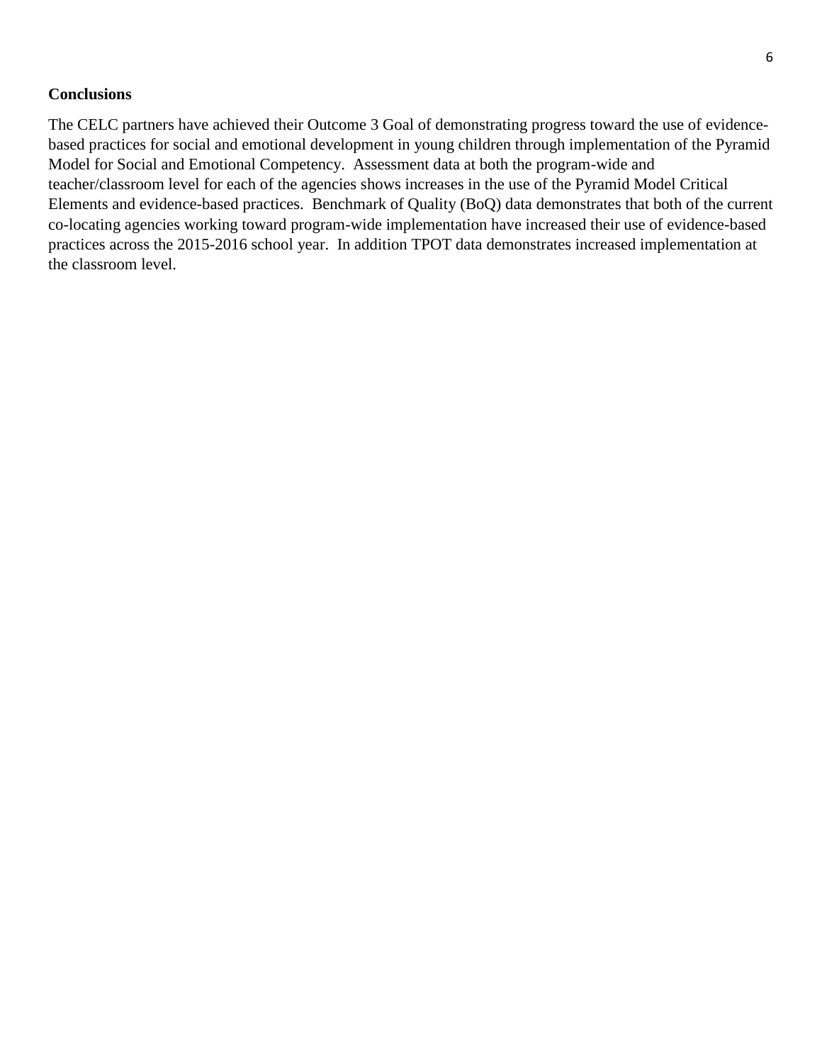**Conclusions**

The CELC partners have achieved their Outcome 3 Goal of demonstrating progress toward the use of evidence-based practices for social and emotional development in young children through implementation of the Pyramid Model for Social and Emotional Competency. Assessment data at both the program-wide and teacher/classroom level for each of the agencies shows increases in the use of the Pyramid Model Critical Elements and evidence-based practices. Benchmark of Quality (BoQ) data demonstrates that both of the current co-locating agencies working toward program-wide implementation have increased their use of evidence-based practices across the 2015-2016 school year. In addition TPOT data demonstrates increased implementation at the classroom level.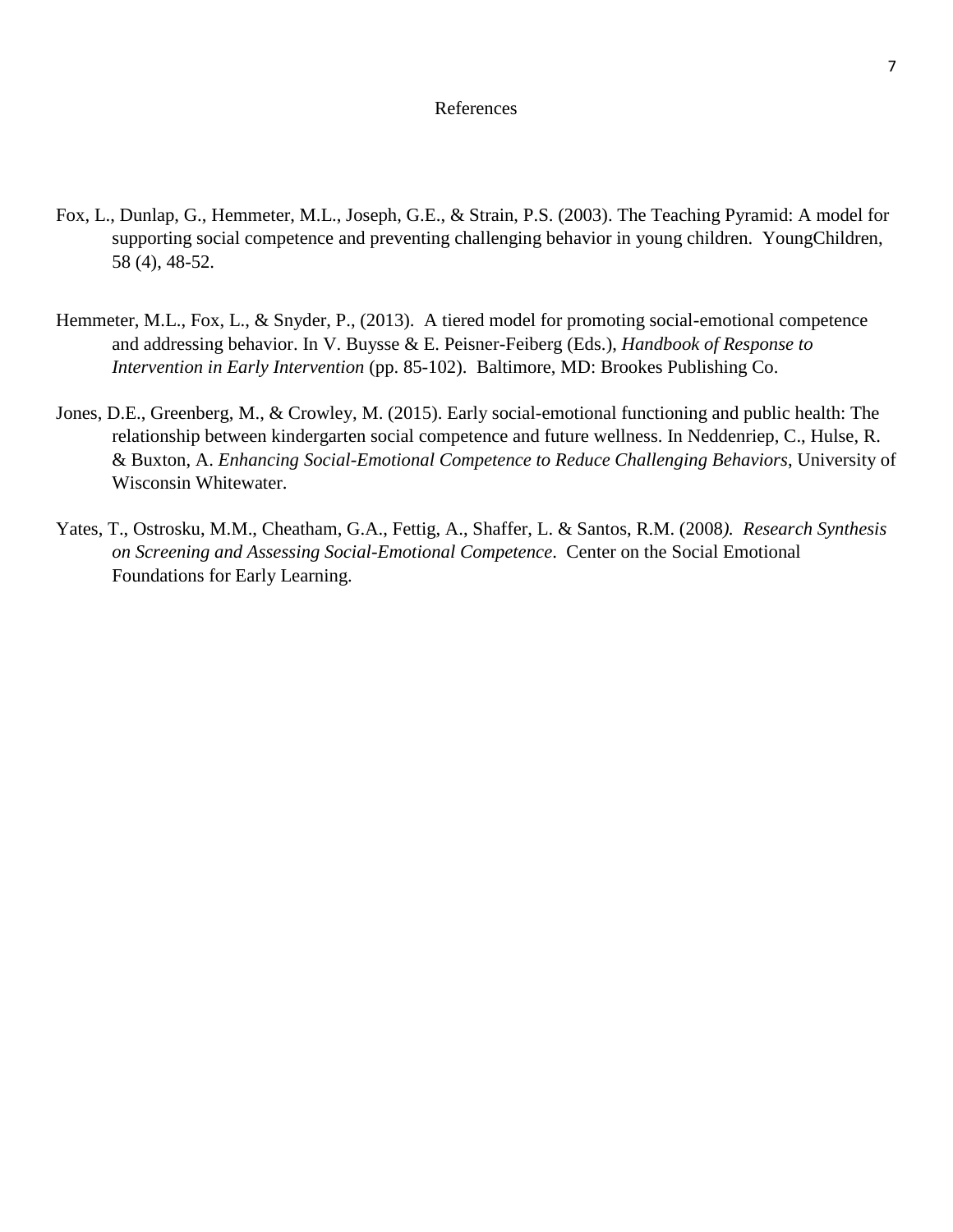# References

Fox, L., Dunlap, G., Hemmeter, M.L., Joseph, G.E., & Strain, P.S. (2003). The Teaching Pyramid: A model for supporting social competence and preventing challenging behavior in young children. YoungChildren, 58 (4), 48-52.

Hemmeter, M.L., Fox, L., & Snyder, P., (2013). A tiered model for promoting social-emotional competence and addressing behavior. In V. Buysse & E. Peisner-Feiberg (Eds.), *Handbook of Response to Intervention in Early Intervention* (pp. 85-102). Baltimore, MD: Brookes Publishing Co.

Jones, D.E., Greenberg, M., & Crowley, M. (2015). Early social-emotional functioning and public health: The relationship between kindergarten social competence and future wellness. In Neddenriep, C., Hulse, R. & Buxton, A. *Enhancing Social-Emotional Competence to Reduce Challenging Behaviors*, University of Wisconsin Whitewater.

Yates, T., Ostrosku, M.M., Cheatham, G.A., Fettig, A., Shaffer, L. & Santos, R.M. (2008*). Research Synthesis on Screening and Assessing Social-Emotional Competence*. Center on the Social Emotional Foundations for Early Learning.